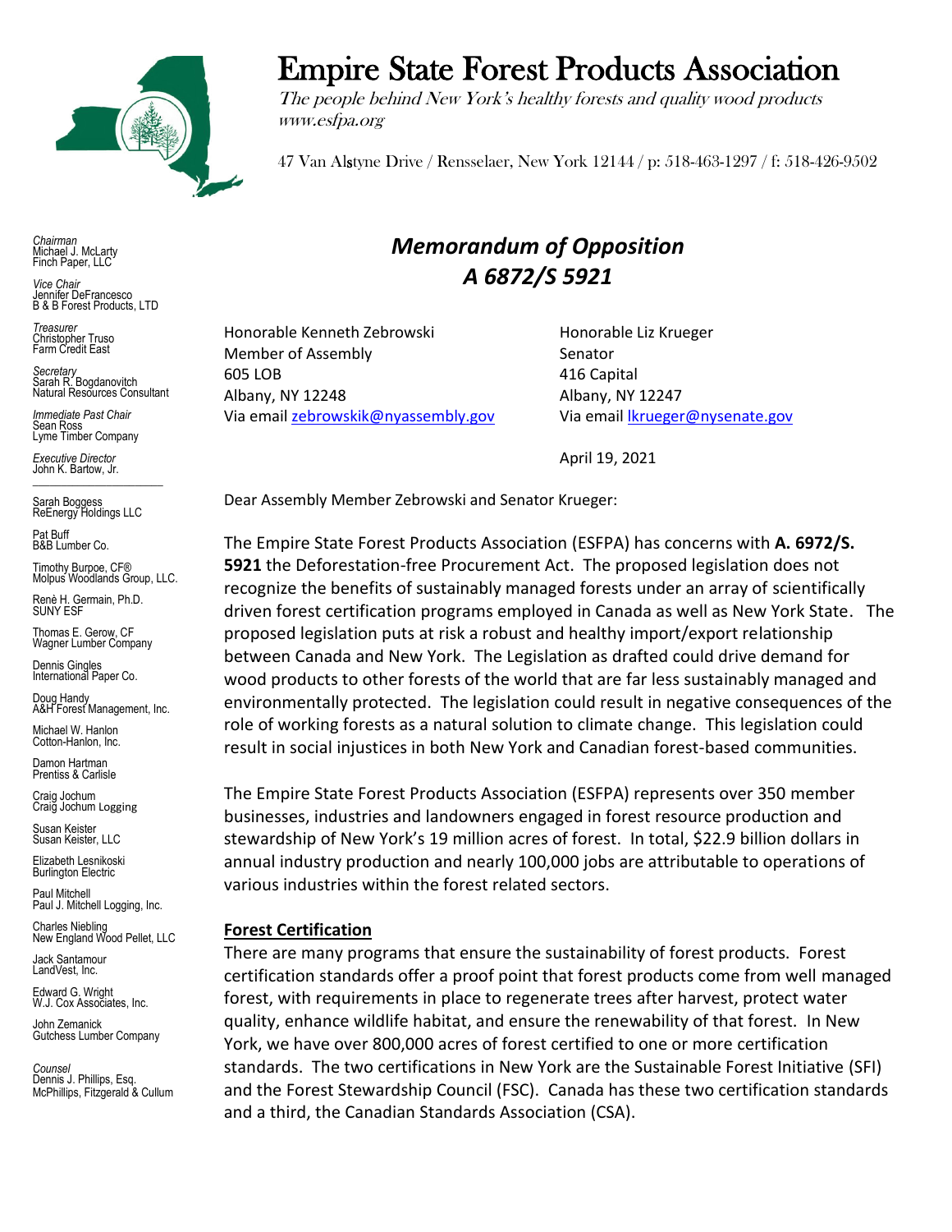# Empire State Forest Products Association

*The people behind New York's healthy forests and quality wood products*
*www.esfpa.org*

47 Van Alstyne Drive / Rensselaer, New York 12144 / p: 518-463-1297 / f: 518-426-9502

*Chairman*
Michael J. McLarty
Finch Paper, LLC

*Vice Chair*
Jennifer DeFrancesco
B & B Forest Products, LTD

*Treasurer*
Christopher Truso
Farm Credit East

*Secretary*
Sarah R. Bogdanovitch
Natural Resources Consultant

*Immediate Past Chair*
Sean Ross
Lyme Timber Company

*Executive Director*
John K. Bartow, Jr.

Sarah Boggess
ReEnergy Holdings LLC

Pat Buff
B&B Lumber Co.

Timothy Burpoe, CF®
Molpus Woodlands Group, LLC.

Renè H. Germain, Ph.D.
SUNY ESF

Thomas E. Gerow, CF
Wagner Lumber Company

Dennis Gingles
International Paper Co.

Doug Handy
A&H Forest Management, Inc.

Michael W. Hanlon
Cotton-Hanlon, Inc.

Damon Hartman
Prentiss & Carlisle

Craig Jochum
Craig Jochum Logging

Susan Keister
Susan Keister, LLC

Elizabeth Lesnikoski
Burlington Electric

Paul Mitchell
Paul J. Mitchell Logging, Inc.

Charles Niebling
New England Wood Pellet, LLC

Jack Santamour
LandVest, Inc.

Edward G. Wright
W.J. Cox Associates, Inc.

John Zemanick
Gutchess Lumber Company

*Counsel*
Dennis J. Phillips, Esq.
McPhillips, Fitzgerald & Cullum

## *Memorandum of Opposition*
## *A 6872/S 5921*

Honorable Kenneth Zebrowski
Member of Assembly
605 LOB
Albany, NY 12248
Via email zebrowskik@nyassembly.gov

Honorable Liz Krueger
Senator
416 Capital
Albany, NY 12247
Via email lkrueger@nysenate.gov

April 19, 2021

Dear Assembly Member Zebrowski and Senator Krueger:

The Empire State Forest Products Association (ESFPA) has concerns with **A. 6972/S. 5921** the Deforestation-free Procurement Act. The proposed legislation does not recognize the benefits of sustainably managed forests under an array of scientifically driven forest certification programs employed in Canada as well as New York State. The proposed legislation puts at risk a robust and healthy import/export relationship between Canada and New York. The Legislation as drafted could drive demand for wood products to other forests of the world that are far less sustainably managed and environmentally protected. The legislation could result in negative consequences of the role of working forests as a natural solution to climate change. This legislation could result in social injustices in both New York and Canadian forest-based communities.

The Empire State Forest Products Association (ESFPA) represents over 350 member businesses, industries and landowners engaged in forest resource production and stewardship of New York's 19 million acres of forest. In total, $22.9 billion dollars in annual industry production and nearly 100,000 jobs are attributable to operations of various industries within the forest related sectors.

### Forest Certification

There are many programs that ensure the sustainability of forest products. Forest certification standards offer a proof point that forest products come from well managed forest, with requirements in place to regenerate trees after harvest, protect water quality, enhance wildlife habitat, and ensure the renewability of that forest. In New York, we have over 800,000 acres of forest certified to one or more certification standards. The two certifications in New York are the Sustainable Forest Initiative (SFI) and the Forest Stewardship Council (FSC). Canada has these two certification standards and a third, the Canadian Standards Association (CSA).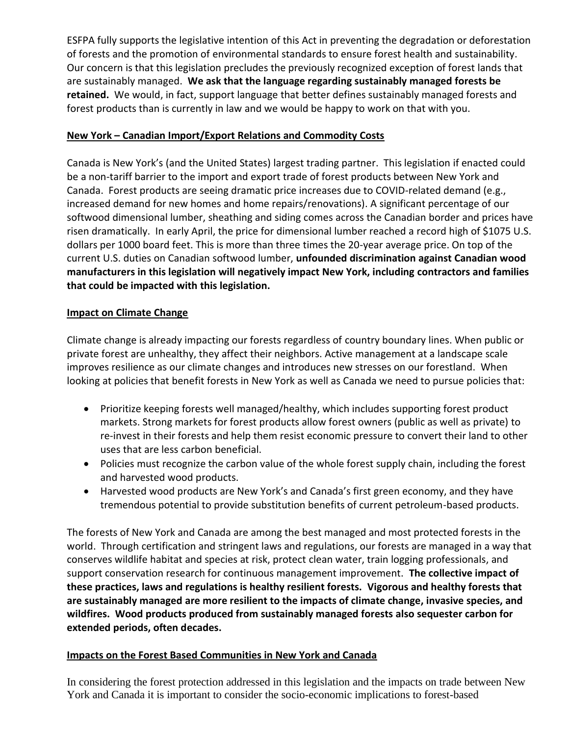ESFPA fully supports the legislative intention of this Act in preventing the degradation or deforestation of forests and the promotion of environmental standards to ensure forest health and sustainability. Our concern is that this legislation precludes the previously recognized exception of forest lands that are sustainably managed. **We ask that the language regarding sustainably managed forests be retained.** We would, in fact, support language that better defines sustainably managed forests and forest products than is currently in law and we would be happy to work on that with you.

**<u>New York – Canadian Import/Export Relations and Commodity Costs</u>**

Canada is New York's (and the United States) largest trading partner. This legislation if enacted could be a non-tariff barrier to the import and export trade of forest products between New York and Canada. Forest products are seeing dramatic price increases due to COVID-related demand (e.g., increased demand for new homes and home repairs/renovations). A significant percentage of our softwood dimensional lumber, sheathing and siding comes across the Canadian border and prices have risen dramatically. In early April, the price for dimensional lumber reached a record high of $1075 U.S. dollars per 1000 board feet. This is more than three times the 20-year average price. On top of the current U.S. duties on Canadian softwood lumber, **unfounded discrimination against Canadian wood manufacturers in this legislation will negatively impact New York, including contractors and families that could be impacted with this legislation.**

**<u>Impact on Climate Change</u>**

Climate change is already impacting our forests regardless of country boundary lines. When public or private forest are unhealthy, they affect their neighbors. Active management at a landscape scale improves resilience as our climate changes and introduces new stresses on our forestland. When looking at policies that benefit forests in New York as well as Canada we need to pursue policies that:

- Prioritize keeping forests well managed/healthy, which includes supporting forest product markets. Strong markets for forest products allow forest owners (public as well as private) to re-invest in their forests and help them resist economic pressure to convert their land to other uses that are less carbon beneficial.
- Policies must recognize the carbon value of the whole forest supply chain, including the forest and harvested wood products.
- Harvested wood products are New York's and Canada's first green economy, and they have tremendous potential to provide substitution benefits of current petroleum-based products.

The forests of New York and Canada are among the best managed and most protected forests in the world. Through certification and stringent laws and regulations, our forests are managed in a way that conserves wildlife habitat and species at risk, protect clean water, train logging professionals, and support conservation research for continuous management improvement. **The collective impact of these practices, laws and regulations is healthy resilient forests. Vigorous and healthy forests that are sustainably managed are more resilient to the impacts of climate change, invasive species, and wildfires. Wood products produced from sustainably managed forests also sequester carbon for extended periods, often decades.**

**<u>Impacts on the Forest Based Communities in New York and Canada</u>**

In considering the forest protection addressed in this legislation and the impacts on trade between New York and Canada it is important to consider the socio-economic implications to forest-based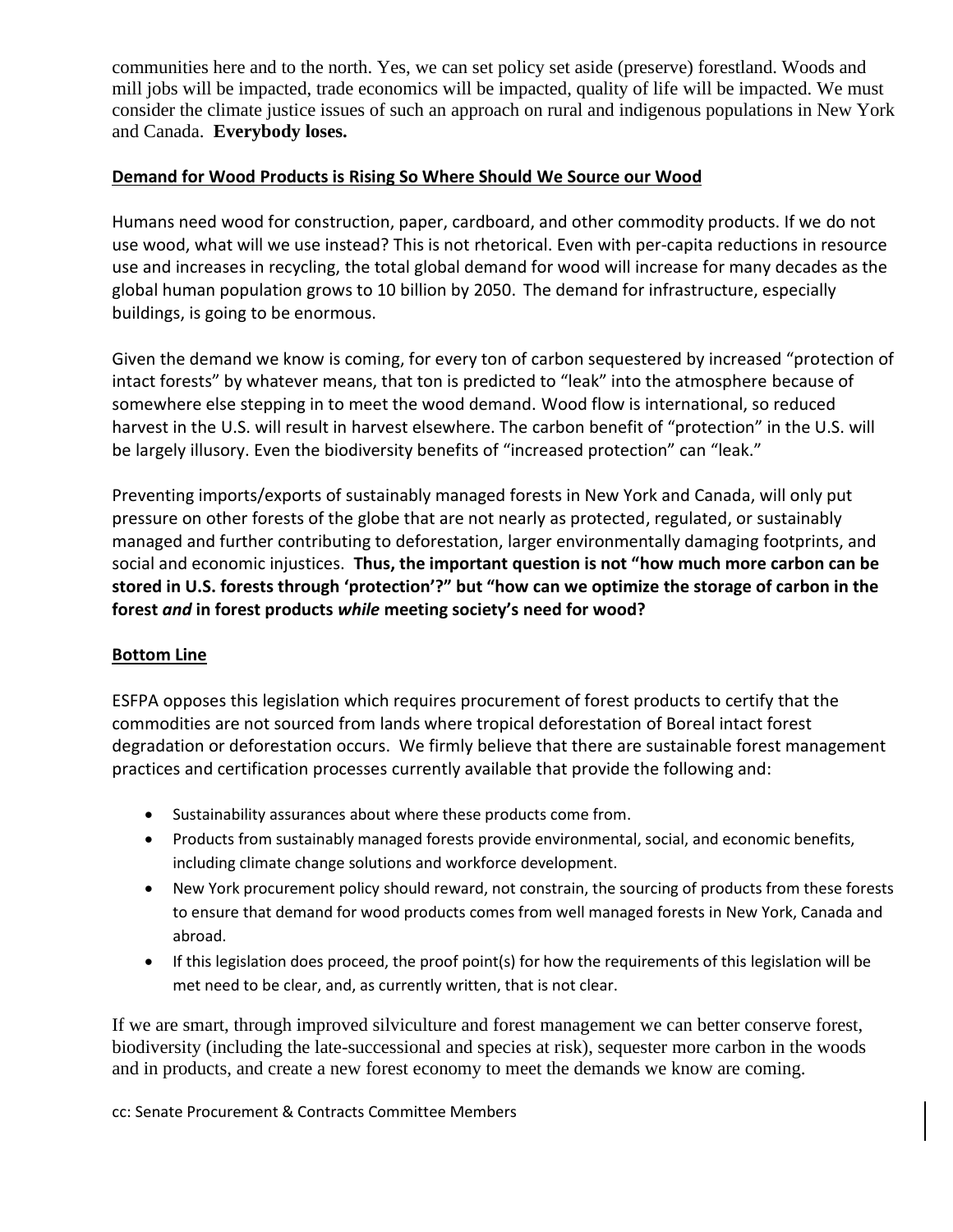communities here and to the north. Yes, we can set policy set aside (preserve) forestland. Woods and mill jobs will be impacted, trade economics will be impacted, quality of life will be impacted. We must consider the climate justice issues of such an approach on rural and indigenous populations in New York and Canada. **Everybody loses.**

## Demand for Wood Products is Rising So Where Should We Source our Wood

Humans need wood for construction, paper, cardboard, and other commodity products. If we do not use wood, what will we use instead? This is not rhetorical. Even with per-capita reductions in resource use and increases in recycling, the total global demand for wood will increase for many decades as the global human population grows to 10 billion by 2050. The demand for infrastructure, especially buildings, is going to be enormous.

Given the demand we know is coming, for every ton of carbon sequestered by increased "protection of intact forests" by whatever means, that ton is predicted to "leak" into the atmosphere because of somewhere else stepping in to meet the wood demand. Wood flow is international, so reduced harvest in the U.S. will result in harvest elsewhere. The carbon benefit of "protection" in the U.S. will be largely illusory. Even the biodiversity benefits of "increased protection" can "leak."

Preventing imports/exports of sustainably managed forests in New York and Canada, will only put pressure on other forests of the globe that are not nearly as protected, regulated, or sustainably managed and further contributing to deforestation, larger environmentally damaging footprints, and social and economic injustices. **Thus, the important question is not "how much more carbon can be stored in U.S. forests through 'protection'?" but "how can we optimize the storage of carbon in the forest *and* in forest products *while* meeting society's need for wood?**

## Bottom Line

ESFPA opposes this legislation which requires procurement of forest products to certify that the commodities are not sourced from lands where tropical deforestation of Boreal intact forest degradation or deforestation occurs. We firmly believe that there are sustainable forest management practices and certification processes currently available that provide the following and:

- Sustainability assurances about where these products come from.
- Products from sustainably managed forests provide environmental, social, and economic benefits, including climate change solutions and workforce development.
- New York procurement policy should reward, not constrain, the sourcing of products from these forests to ensure that demand for wood products comes from well managed forests in New York, Canada and abroad.
- If this legislation does proceed, the proof point(s) for how the requirements of this legislation will be met need to be clear, and, as currently written, that is not clear.

If we are smart, through improved silviculture and forest management we can better conserve forest, biodiversity (including the late-successional and species at risk), sequester more carbon in the woods and in products, and create a new forest economy to meet the demands we know are coming.

cc: Senate Procurement & Contracts Committee Members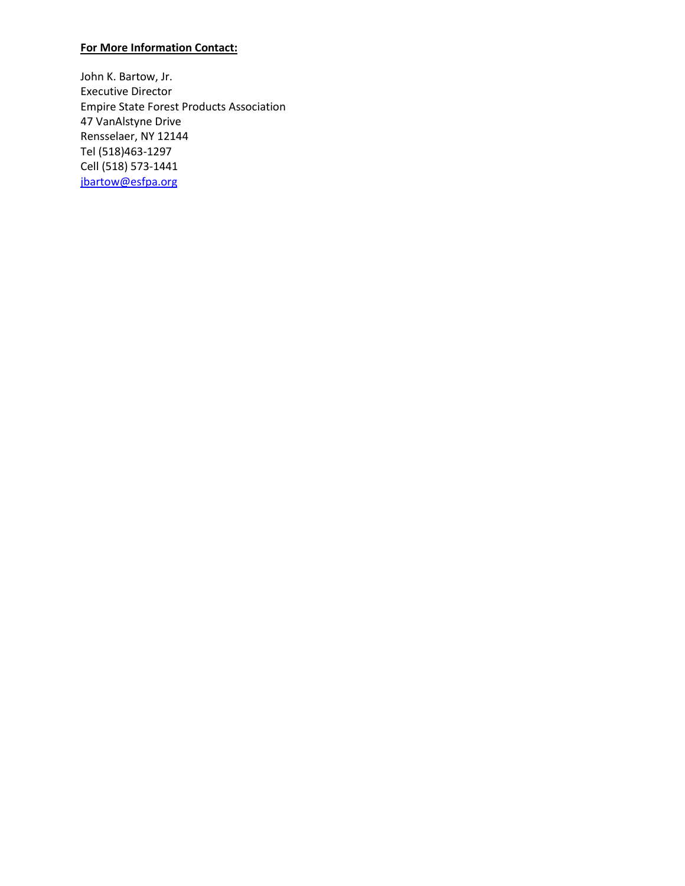**For More Information Contact:**

John K. Bartow, Jr.
Executive Director
Empire State Forest Products Association
47 VanAlstyne Drive
Rensselaer, NY 12144
Tel (518)463-1297
Cell (518) 573-1441
jbartow@esfpa.org